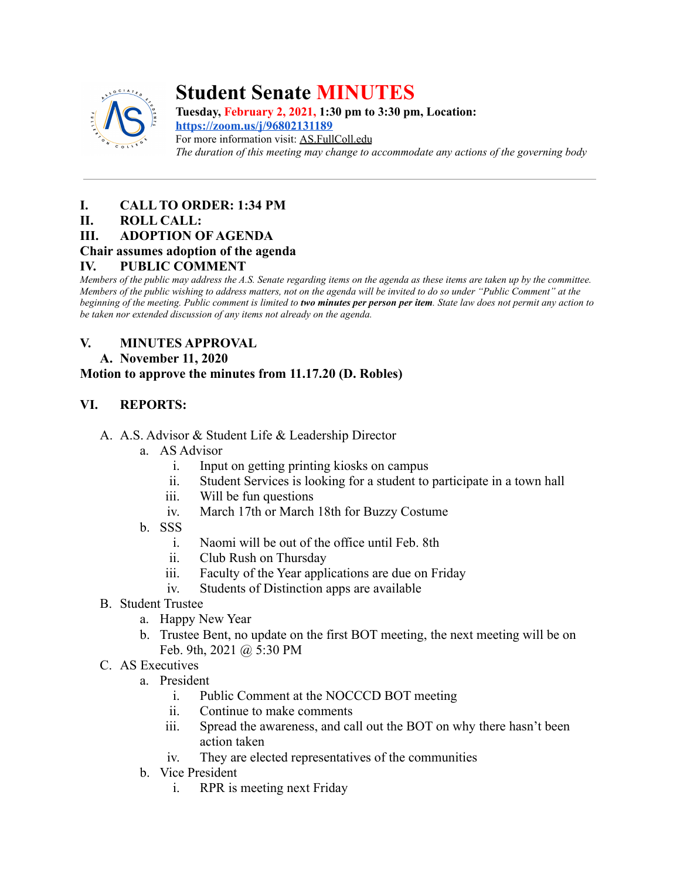# Student Senate MINUTES

**Tuesday, February 2, 2021, 1:30 pm to 3:30 pm, Location:**
**https://zoom.us/j/96802131189**
For more information visit: AS.FullColl.edu
*The duration of this meeting may change to accommodate any actions of the governing body*

---

**I. CALL TO ORDER: 1:34 PM**

**II. ROLL CALL:**

**III. ADOPTION OF AGENDA**

**Chair assumes adoption of the agenda**

**IV. PUBLIC COMMENT**

*Members of the public may address the A.S. Senate regarding items on the agenda as these items are taken up by the committee. Members of the public wishing to address matters, not on the agenda will be invited to do so under "Public Comment" at the beginning of the meeting. Public comment is limited to **two minutes per person per item**. State law does not permit any action to be taken nor extended discussion of any items not already on the agenda.*

**V. MINUTES APPROVAL**

**A. November 11, 2020**

**Motion to approve the minutes from 11.17.20 (D. Robles)**

**VI. REPORTS:**

A. A.S. Advisor & Student Life & Leadership Director
   a. AS Advisor
      i. Input on getting printing kiosks on campus
      ii. Student Services is looking for a student to participate in a town hall
      iii. Will be fun questions
      iv. March 17th or March 18th for Buzzy Costume
   b. SSS
      i. Naomi will be out of the office until Feb. 8th
      ii. Club Rush on Thursday
      iii. Faculty of the Year applications are due on Friday
      iv. Students of Distinction apps are available

B. Student Trustee
   a. Happy New Year
   b. Trustee Bent, no update on the first BOT meeting, the next meeting will be on Feb. 9th, 2021 @ 5:30 PM

C. AS Executives
   a. President
      i. Public Comment at the NOCCCD BOT meeting
      ii. Continue to make comments
      iii. Spread the awareness, and call out the BOT on why there hasn't been action taken
      iv. They are elected representatives of the communities
   b. Vice President
      i. RPR is meeting next Friday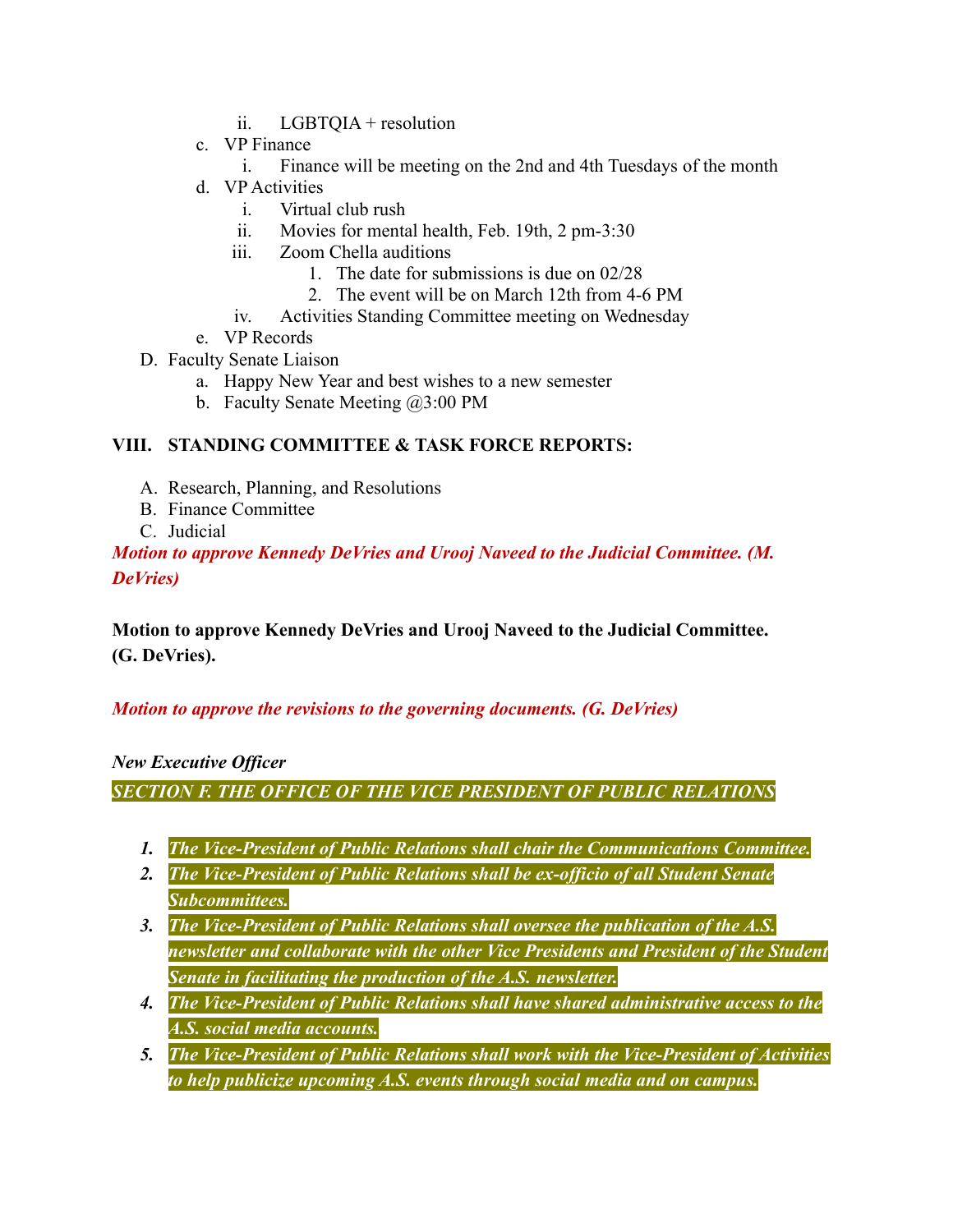- ii. LGBTQIA + resolution
- c. VP Finance
   - i. Finance will be meeting on the 2nd and 4th Tuesdays of the month
- d. VP Activities
   - i. Virtual club rush
   - ii. Movies for mental health, Feb. 19th, 2 pm-3:30
   - iii. Zoom Chella auditions
      1. The date for submissions is due on 02/28
      2. The event will be on March 12th from 4-6 PM
   - iv. Activities Standing Committee meeting on Wednesday
- e. VP Records

D. Faculty Senate Liaison
- a. Happy New Year and best wishes to a new semester
- b. Faculty Senate Meeting @3:00 PM

## VIII. STANDING COMMITTEE & TASK FORCE REPORTS:

A. Research, Planning, and Resolutions

B. Finance Committee

C. Judicial

***Motion to approve Kennedy DeVries and Urooj Naveed to the Judicial Committee. (M. DeVries)***

**Motion to approve Kennedy DeVries and Urooj Naveed to the Judicial Committee. (G. DeVries).**

***Motion to approve the revisions to the governing documents. (G. DeVries)***

***New Executive Officer***

***SECTION F. THE OFFICE OF THE VICE PRESIDENT OF PUBLIC RELATIONS***

1. ***The Vice-President of Public Relations shall chair the Communications Committee.***
2. ***The Vice-President of Public Relations shall be ex-officio of all Student Senate Subcommittees.***
3. ***The Vice-President of Public Relations shall oversee the publication of the A.S. newsletter and collaborate with the other Vice Presidents and President of the Student Senate in facilitating the production of the A.S. newsletter.***
4. ***The Vice-President of Public Relations shall have shared administrative access to the A.S. social media accounts.***
5. ***The Vice-President of Public Relations shall work with the Vice-President of Activities to help publicize upcoming A.S. events through social media and on campus.***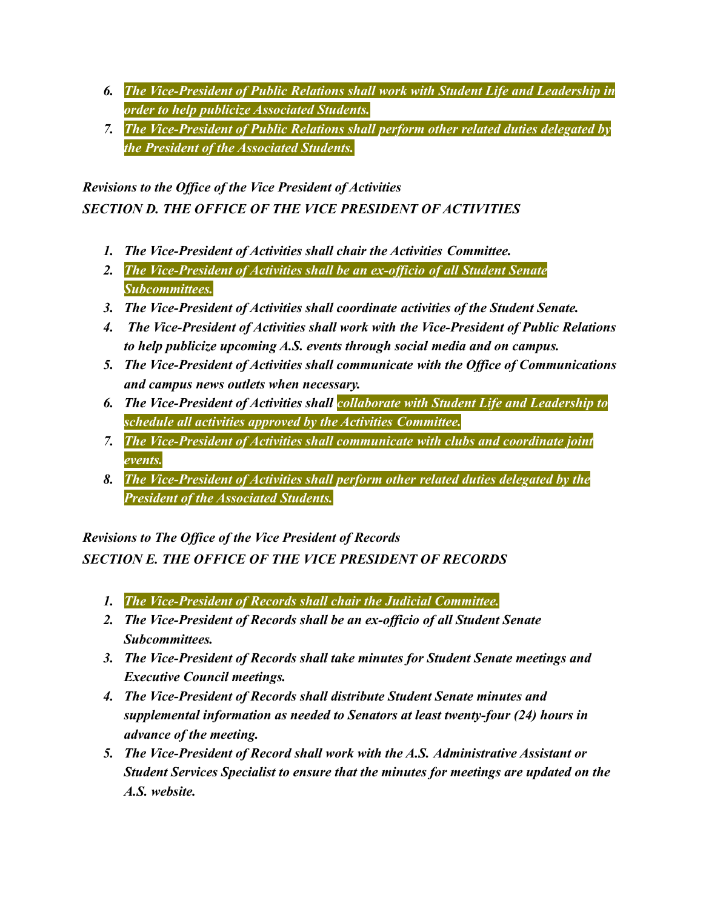6. ***The Vice-President of Public Relations shall work with Student Life and Leadership in order to help publicize Associated Students.***
7. ***The Vice-President of Public Relations shall perform other related duties delegated by the President of the Associated Students.***

***Revisions to the Office of the Vice President of Activities***
***SECTION D. THE OFFICE OF THE VICE PRESIDENT OF ACTIVITIES***

1. ***The Vice-President of Activities shall chair the Activities Committee.***
2. ***The Vice-President of Activities shall be an ex-officio of all Student Senate Subcommittees.***
3. ***The Vice-President of Activities shall coordinate activities of the Student Senate.***
4. ***The Vice-President of Activities shall work with the Vice-President of Public Relations to help publicize upcoming A.S. events through social media and on campus.***
5. ***The Vice-President of Activities shall communicate with the Office of Communications and campus news outlets when necessary.***
6. ***The Vice-President of Activities shall collaborate with Student Life and Leadership to schedule all activities approved by the Activities Committee.***
7. ***The Vice-President of Activities shall communicate with clubs and coordinate joint events.***
8. ***The Vice-President of Activities shall perform other related duties delegated by the President of the Associated Students.***

***Revisions to The Office of the Vice President of Records***
***SECTION E. THE OFFICE OF THE VICE PRESIDENT OF RECORDS***

1. ***The Vice-President of Records shall chair the Judicial Committee.***
2. ***The Vice-President of Records shall be an ex-officio of all Student Senate Subcommittees.***
3. ***The Vice-President of Records shall take minutes for Student Senate meetings and Executive Council meetings.***
4. ***The Vice-President of Records shall distribute Student Senate minutes and supplemental information as needed to Senators at least twenty-four (24) hours in advance of the meeting.***
5. ***The Vice-President of Record shall work with the A.S. Administrative Assistant or Student Services Specialist to ensure that the minutes for meetings are updated on the A.S. website.***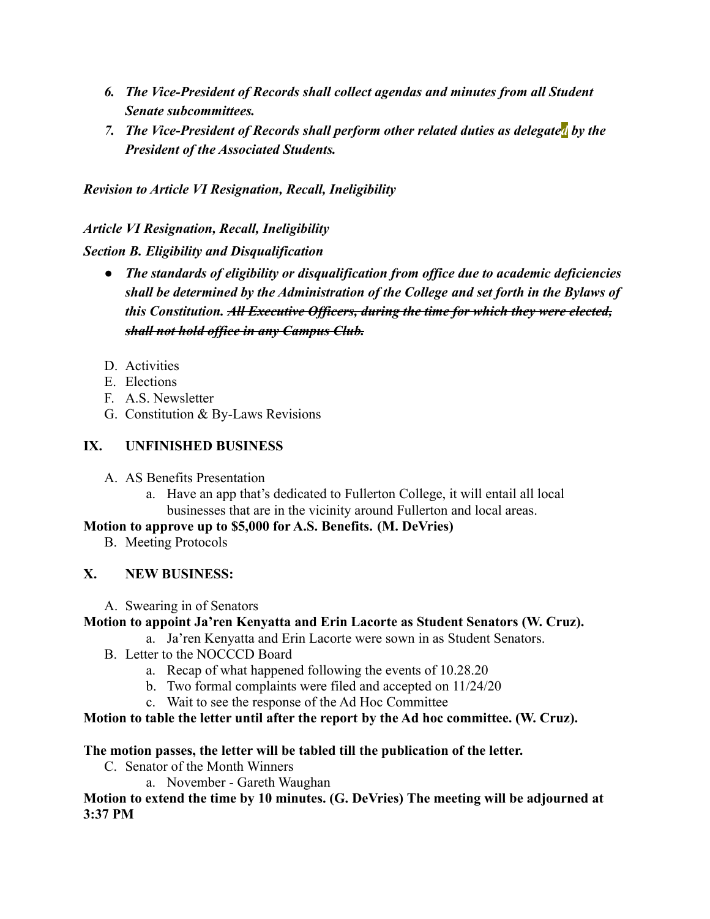6. ***The Vice-President of Records shall collect agendas and minutes from all Student Senate subcommittees.***
7. ***The Vice-President of Records shall perform other related duties as delegated by the President of the Associated Students.***

***Revision to Article VI Resignation, Recall, Ineligibility***

***Article VI Resignation, Recall, Ineligibility***

***Section B. Eligibility and Disqualification***

- ***The standards of eligibility or disqualification from office due to academic deficiencies shall be determined by the Administration of the College and set forth in the Bylaws of this Constitution. ~~All Executive Officers, during the time for which they were elected, shall not hold office in any Campus Club.~~***

D. Activities
E. Elections
F. A.S. Newsletter
G. Constitution & By-Laws Revisions

## IX. UNFINISHED BUSINESS

A. AS Benefits Presentation
   a. Have an app that's dedicated to Fullerton College, it will entail all local businesses that are in the vicinity around Fullerton and local areas.

**Motion to approve up to $5,000 for A.S. Benefits. (M. DeVries)**

B. Meeting Protocols

## X. NEW BUSINESS:

A. Swearing in of Senators

**Motion to appoint Ja'ren Kenyatta and Erin Lacorte as Student Senators (W. Cruz).**

   a. Ja'ren Kenyatta and Erin Lacorte were sown in as Student Senators.

B. Letter to the NOCCCD Board
   a. Recap of what happened following the events of 10.28.20
   b. Two formal complaints were filed and accepted on 11/24/20
   c. Wait to see the response of the Ad Hoc Committee

**Motion to table the letter until after the report by the Ad hoc committee. (W. Cruz).**

**The motion passes, the letter will be tabled till the publication of the letter.**

C. Senator of the Month Winners
   a. November - Gareth Waughan

**Motion to extend the time by 10 minutes. (G. DeVries) The meeting will be adjourned at 3:37 PM**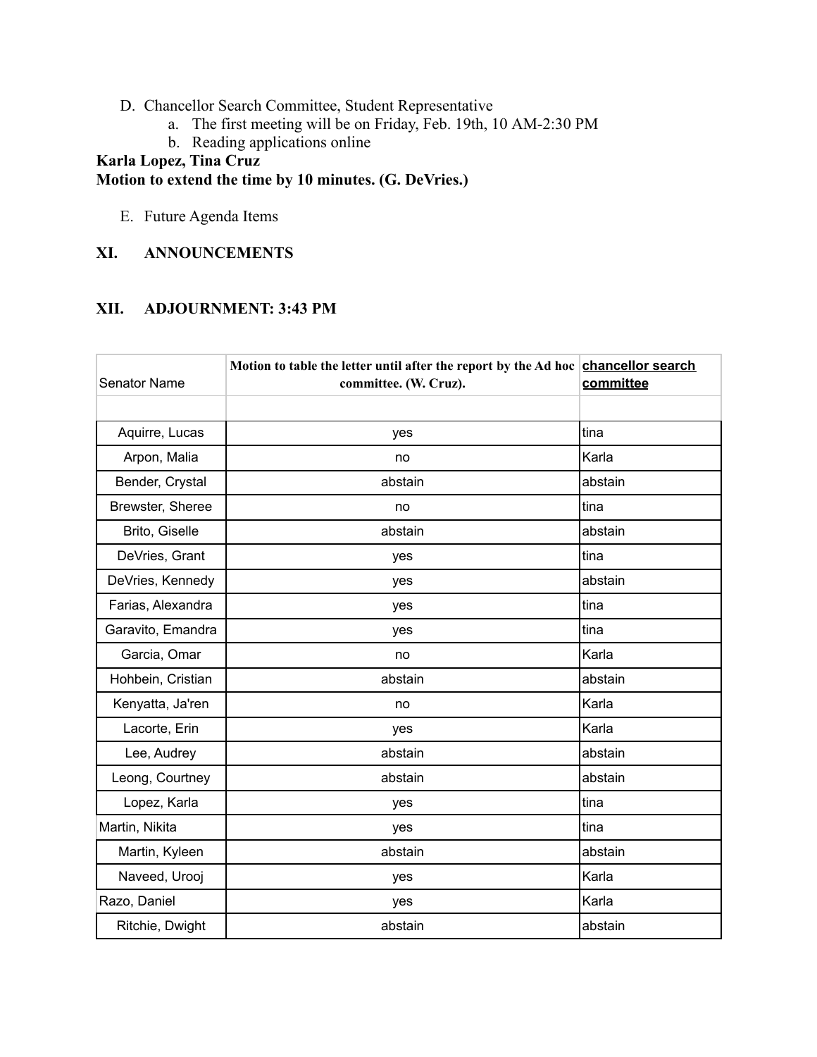D. Chancellor Search Committee, Student Representative
   a. The first meeting will be on Friday, Feb. 19th, 10 AM-2:30 PM
   b. Reading applications online

**Karla Lopez, Tina Cruz**

**Motion to extend the time by 10 minutes. (G. DeVries.)**

E. Future Agenda Items

## XI. ANNOUNCEMENTS

## XII. ADJOURNMENT: 3:43 PM

| Senator Name | Motion to table the letter until after the report by the Ad hoc committee. (W. Cruz). | chancellor search committee |
|---|---|---|
| | | |
| Aquirre, Lucas | yes | tina |
| Arpon, Malia | no | Karla |
| Bender, Crystal | abstain | abstain |
| Brewster, Sheree | no | tina |
| Brito, Giselle | abstain | abstain |
| DeVries, Grant | yes | tina |
| DeVries, Kennedy | yes | abstain |
| Farias, Alexandra | yes | tina |
| Garavito, Emandra | yes | tina |
| Garcia, Omar | no | Karla |
| Hohbein, Cristian | abstain | abstain |
| Kenyatta, Ja'ren | no | Karla |
| Lacorte, Erin | yes | Karla |
| Lee, Audrey | abstain | abstain |
| Leong, Courtney | abstain | abstain |
| Lopez, Karla | yes | tina |
| Martin, Nikita | yes | tina |
| Martin, Kyleen | abstain | abstain |
| Naveed, Urooj | yes | Karla |
| Razo, Daniel | yes | Karla |
| Ritchie, Dwight | abstain | abstain |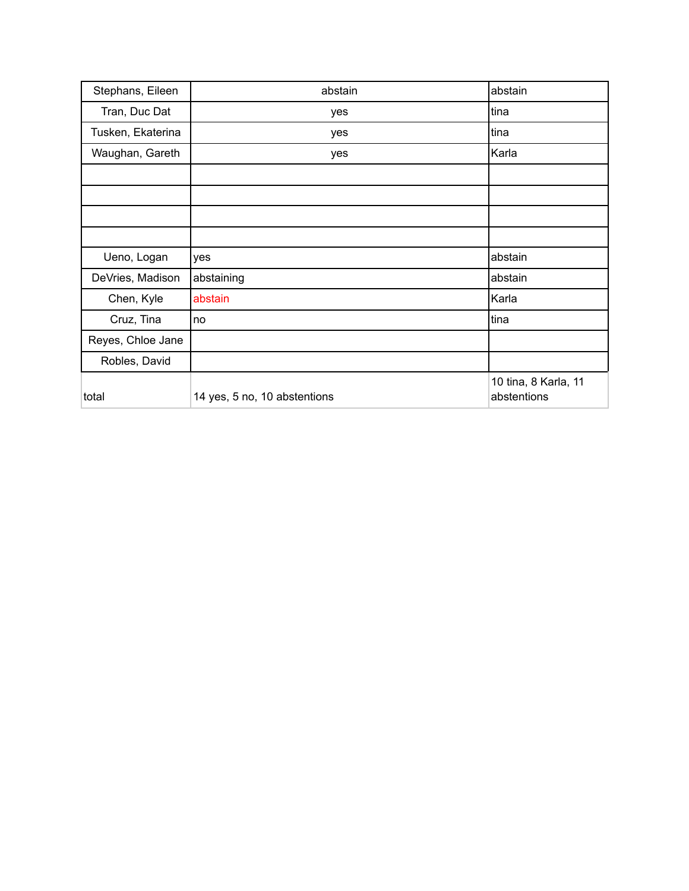| | | |
|---|---|---|
| Stephans, Eileen | abstain | abstain |
| Tran, Duc Dat | yes | tina |
| Tusken, Ekaterina | yes | tina |
| Waughan, Gareth | yes | Karla |
| | | |
| | | |
| | | |
| | | |
| Ueno, Logan | yes | abstain |
| DeVries, Madison | abstaining | abstain |
| Chen, Kyle | abstain | Karla |
| Cruz, Tina | no | tina |
| Reyes, Chloe Jane | | |
| Robles, David | | |
| total | 14 yes, 5 no, 10 abstentions | 10 tina, 8 Karla, 11 abstentions |